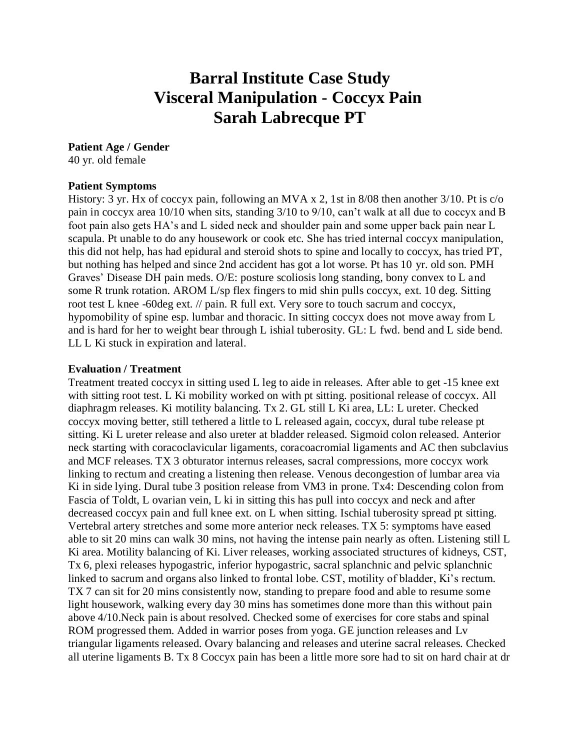# Barral Institute Case Study
# Visceral Manipulation - Coccyx Pain
# Sarah Labrecque PT

**Patient Age / Gender**
40 yr. old female

**Patient Symptoms**
History: 3 yr. Hx of coccyx pain, following an MVA x 2, 1st in 8/08 then another 3/10. Pt is c/o pain in coccyx area 10/10 when sits, standing 3/10 to 9/10, can't walk at all due to coccyx and B foot pain also gets HA's and L sided neck and shoulder pain and some upper back pain near L scapula. Pt unable to do any housework or cook etc. She has tried internal coccyx manipulation, this did not help, has had epidural and steroid shots to spine and locally to coccyx, has tried PT, but nothing has helped and since 2nd accident has got a lot worse. Pt has 10 yr. old son. PMH Graves' Disease DH pain meds. O/E: posture scoliosis long standing, bony convex to L and some R trunk rotation. AROM L/sp flex fingers to mid shin pulls coccyx, ext. 10 deg. Sitting root test L knee -60deg ext. // pain. R full ext. Very sore to touch sacrum and coccyx, hypomobility of spine esp. lumbar and thoracic. In sitting coccyx does not move away from L and is hard for her to weight bear through L ishial tuberosity. GL: L fwd. bend and L side bend. LL L Ki stuck in expiration and lateral.

**Evaluation / Treatment**
Treatment treated coccyx in sitting used L leg to aide in releases. After able to get -15 knee ext with sitting root test. L Ki mobility worked on with pt sitting. positional release of coccyx. All diaphragm releases. Ki motility balancing. Tx 2. GL still L Ki area, LL: L ureter. Checked coccyx moving better, still tethered a little to L released again, coccyx, dural tube release pt sitting. Ki L ureter release and also ureter at bladder released. Sigmoid colon released. Anterior neck starting with coracoclavicular ligaments, coracoacromial ligaments and AC then subclavius and MCF releases. TX 3 obturator internus releases, sacral compressions, more coccyx work linking to rectum and creating a listening then release. Venous decongestion of lumbar area via Ki in side lying. Dural tube 3 position release from VM3 in prone. Tx4: Descending colon from Fascia of Toldt, L ovarian vein, L ki in sitting this has pull into coccyx and neck and after decreased coccyx pain and full knee ext. on L when sitting. Ischial tuberosity spread pt sitting. Vertebral artery stretches and some more anterior neck releases. TX 5: symptoms have eased able to sit 20 mins can walk 30 mins, not having the intense pain nearly as often. Listening still L Ki area. Motility balancing of Ki. Liver releases, working associated structures of kidneys, CST, Tx 6, plexi releases hypogastric, inferior hypogastric, sacral splanchnic and pelvic splanchnic linked to sacrum and organs also linked to frontal lobe. CST, motility of bladder, Ki's rectum. TX 7 can sit for 20 mins consistently now, standing to prepare food and able to resume some light housework, walking every day 30 mins has sometimes done more than this without pain above 4/10.Neck pain is about resolved. Checked some of exercises for core stabs and spinal ROM progressed them. Added in warrior poses from yoga. GE junction releases and Lv triangular ligaments released. Ovary balancing and releases and uterine sacral releases. Checked all uterine ligaments B. Tx 8 Coccyx pain has been a little more sore had to sit on hard chair at dr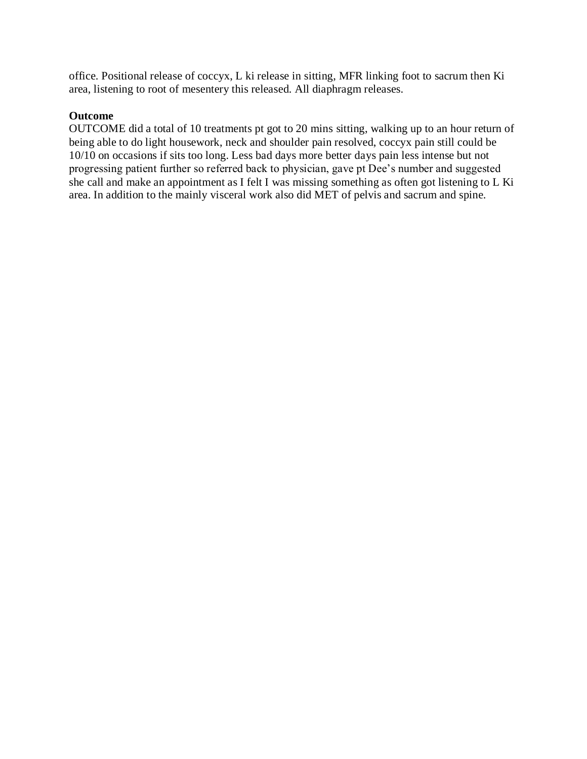office. Positional release of coccyx, L ki release in sitting, MFR linking foot to sacrum then Ki area, listening to root of mesentery this released. All diaphragm releases.

**Outcome**

OUTCOME did a total of 10 treatments pt got to 20 mins sitting, walking up to an hour return of being able to do light housework, neck and shoulder pain resolved, coccyx pain still could be 10/10 on occasions if sits too long. Less bad days more better days pain less intense but not progressing patient further so referred back to physician, gave pt Dee's number and suggested she call and make an appointment as I felt I was missing something as often got listening to L Ki area. In addition to the mainly visceral work also did MET of pelvis and sacrum and spine.